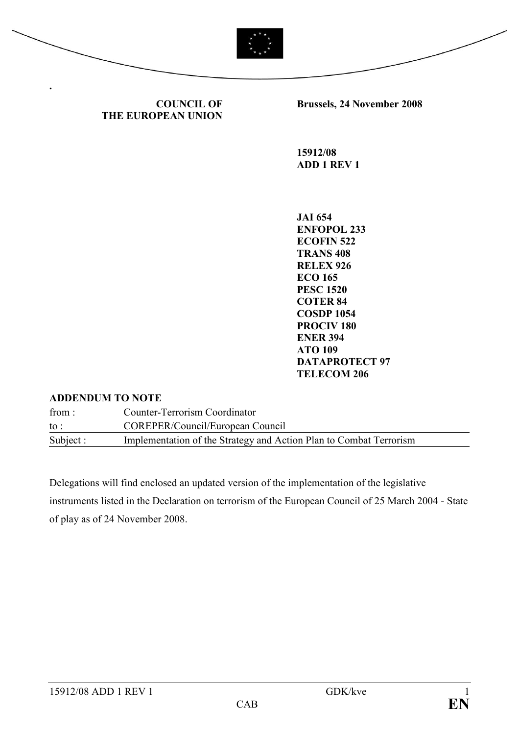**COUNCIL OF THE EUROPEAN UNION**

**Brussels, 24 November 2008**

**15912/08**
**ADD 1 REV 1**

**JAI 654**
**ENFOPOL 233**
**ECOFIN 522**
**TRANS 408**
**RELEX 926**
**ECO 165**
**PESC 1520**
**COTER 84**
**COSDP 1054**
**PROCIV 180**
**ENER 394**
**ATO 109**
**DATAPROTECT 97**
**TELECOM 206**

**ADDENDUM TO NOTE**

| | |
|---|---|
| from : | Counter-Terrorism Coordinator |
| to : | COREPER/Council/European Council |
| Subject : | Implementation of the Strategy and Action Plan to Combat Terrorism |

Delegations will find enclosed an updated version of the implementation of the legislative instruments listed in the Declaration on terrorism of the European Council of 25 March 2004 - State of play as of 24 November 2008.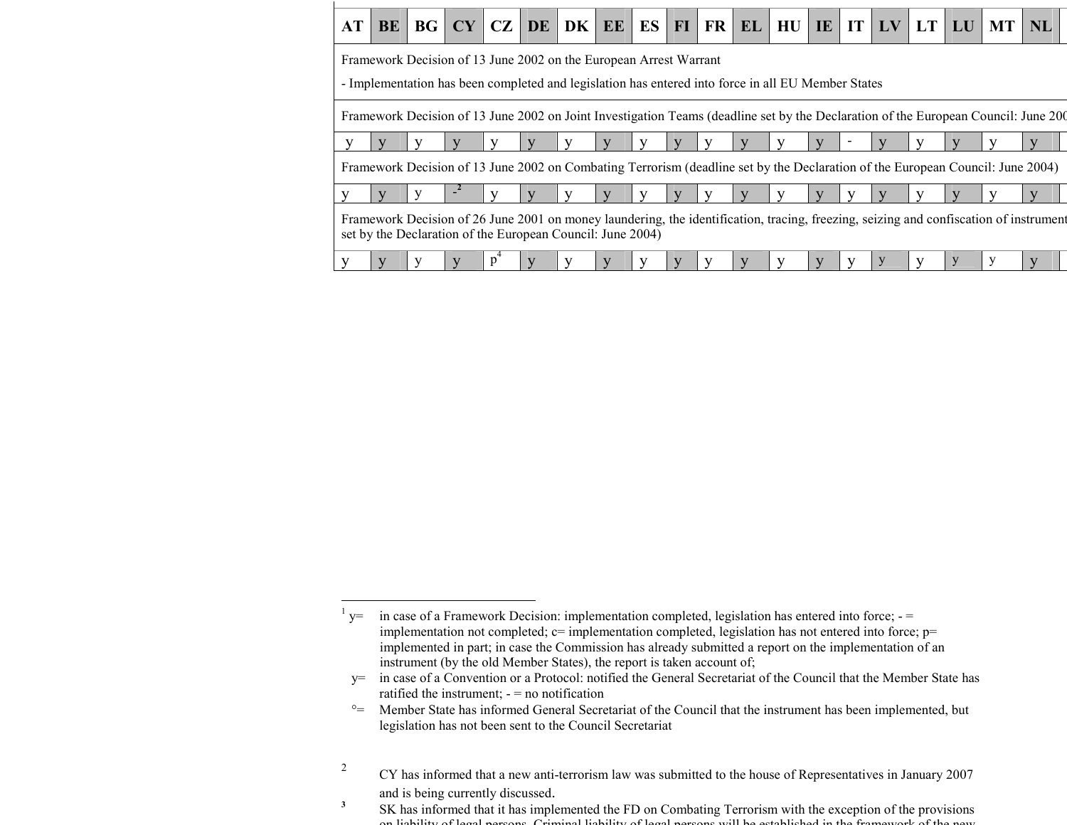| AT | BE | BG | CY | CZ | DE | DK | EE | ES | FI | FR | EL | HU | IE | IT | LV | LT | LU | MT | NL |
|---|---|---|---|---|---|---|---|---|---|---|---|---|---|---|---|---|---|---|---|
| Framework Decision of 13 June 2002 on the European Arrest Warrant<br>- Implementation has been completed and legislation has entered into force in all EU Member States | | | | | | | | | | | | | | | | | | | |
| Framework Decision of 13 June 2002 on Joint Investigation Teams (deadline set by the Declaration of the European Council: June 200 | | | | | | | | | | | | | | | | | | | |
| y | y | y | y | y | y | y | y | y | y | y | y | y | y | - | y | y | y | y | y |
| Framework Decision of 13 June 2002 on Combating Terrorism (deadline set by the Declaration of the European Council: June 2004) | | | | | | | | | | | | | | | | | | | |
| y | y | y | -[2] | y | y | y | y | y | y | y | y | y | y | y | y | y | y | y | y |
| Framework Decision of 26 June 2001 on money laundering, the identification, tracing, freezing, seizing and confiscation of instrument set by the Declaration of the European Council: June 2004) | | | | | | | | | | | | | | | | | | | |
| y | y | y | y | p[4] | y | y | y | y | y | y | y | y | y | y | y | y | y | y | y |

[1] y= in case of a Framework Decision: implementation completed, legislation has entered into force; - = implementation not completed; c= implementation completed, legislation has not entered into force; p= implemented in part; in case the Commission has already submitted a report on the implementation of an instrument (by the old Member States), the report is taken account of;

y= in case of a Convention or a Protocol: notified the General Secretariat of the Council that the Member State has ratified the instrument; - = no notification

°= Member State has informed General Secretariat of the Council that the instrument has been implemented, but legislation has not been sent to the Council Secretariat

[2] CY has informed that a new anti-terrorism law was submitted to the house of Representatives in January 2007 and is being currently discussed.

[3] SK has informed that it has implemented the FD on Combating Terrorism with the exception of the provisions on liability of legal persons. Criminal liability of legal persons will be established in the framework of the new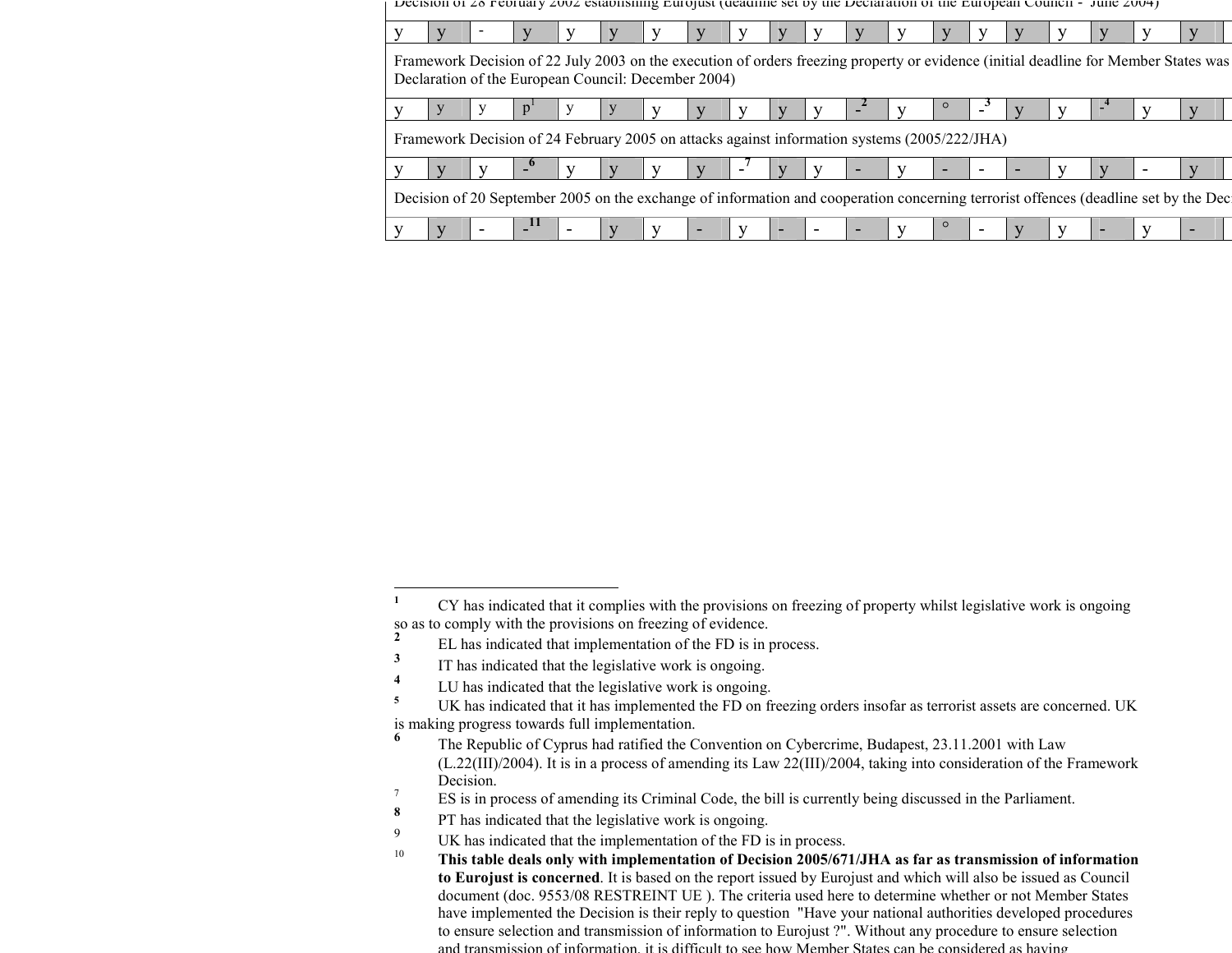| | | | | | | | | | | | | | | | | | | | |
|---|---|---|---|---|---|---|---|---|---|---|---|---|---|---|---|---|---|---|---|
| Decision of 28 February 2002 establishing Eurojust (deadline set by the Declaration of the European Council - June 2004) | | | | | | | | | | | | | | | | | | | |
| y | y | - | y | y | y | y | y | y | y | y | y | y | y | y | y | y | y | y | y |
| Framework Decision of 22 July 2003 on the execution of orders freezing property or evidence (initial deadline for Member States was Declaration of the European Council: December 2004) | | | | | | | | | | | | | | | | | | | |
| y | y | y | p[1] | y | y | y | y | y | y | y | -[2] | y | ° | -[3] | y | y | -[4] | y | y |
| Framework Decision of 24 February 2005 on attacks against information systems (2005/222/JHA) | | | | | | | | | | | | | | | | | | | |
| y | y | y | -[6] | y | y | y | y | -[7] | y | y | - | y | - | - | - | y | y | - | y |
| Decision of 20 September 2005 on the exchange of information and cooperation concerning terrorist offences (deadline set by the Dec | | | | | | | | | | | | | | | | | | | |
| y | y | - | -[11] | - | y | y | - | y | - | - | - | y | ° | - | y | y | - | y | - |

---

[1] CY has indicated that it complies with the provisions on freezing of property whilst legislative work is ongoing so as to comply with the provisions on freezing of evidence.

[2] EL has indicated that implementation of the FD is in process.

[3] IT has indicated that the legislative work is ongoing.

[4] LU has indicated that the legislative work is ongoing.

[5] UK has indicated that it has implemented the FD on freezing orders insofar as terrorist assets are concerned. UK is making progress towards full implementation.

[6] The Republic of Cyprus had ratified the Convention on Cybercrime, Budapest, 23.11.2001 with Law (L.22(III)/2004). It is in a process of amending its Law 22(III)/2004, taking into consideration of the Framework Decision.

[7] ES is in process of amending its Criminal Code, the bill is currently being discussed in the Parliament.

[8] PT has indicated that the legislative work is ongoing.

[9] UK has indicated that the implementation of the FD is in process.

[10] **This table deals only with implementation of Decision 2005/671/JHA as far as transmission of information to Eurojust is concerned**. It is based on the report issued by Eurojust and which will also be issued as Council document (doc. 9553/08 RESTREINT UE ). The criteria used here to determine whether or not Member States have implemented the Decision is their reply to question "Have your national authorities developed procedures to ensure selection and transmission of information to Eurojust ?". Without any procedure to ensure selection and transmission of information, it is difficult to see how Member States can be considered as having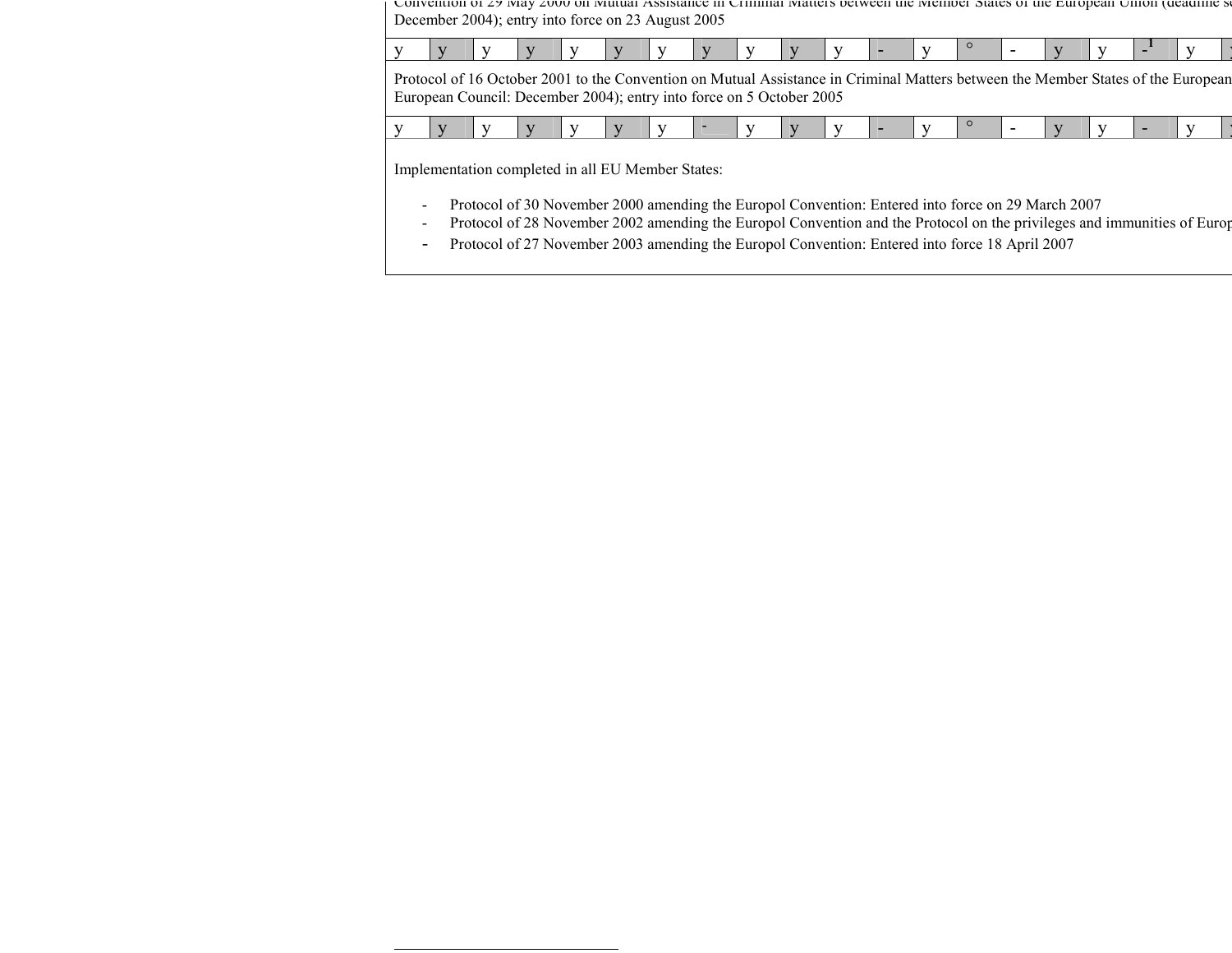| | | | | | | | | | | | | | | | | | | | |
|---|---|---|---|---|---|---|---|---|---|---|---|---|---|---|---|---|---|---|---|
| Convention of 29 May 2000 on Mutual Assistance in Criminal Matters between the Member States of the European Union (deadline s December 2004); entry into force on 23 August 2005 | | | | | | | | | | | | | | | | | | | |
| y | y | y | y | y | y | y | y | y | y | y | - | y | ° | - | y | y | -[1] | y | y |
| Protocol of 16 October 2001 to the Convention on Mutual Assistance in Criminal Matters between the Member States of the European European Council: December 2004); entry into force on 5 October 2005 | | | | | | | | | | | | | | | | | | | |
| y | y | y | y | y | y | y | - | y | y | y | - | y | ° | - | y | y | - | y | y |

Implementation completed in all EU Member States:

- Protocol of 30 November 2000 amending the Europol Convention: Entered into force on 29 March 2007
- Protocol of 28 November 2002 amending the Europol Convention and the Protocol on the privileges and immunities of Europ
- Protocol of 27 November 2003 amending the Europol Convention: Entered into force 18 April 2007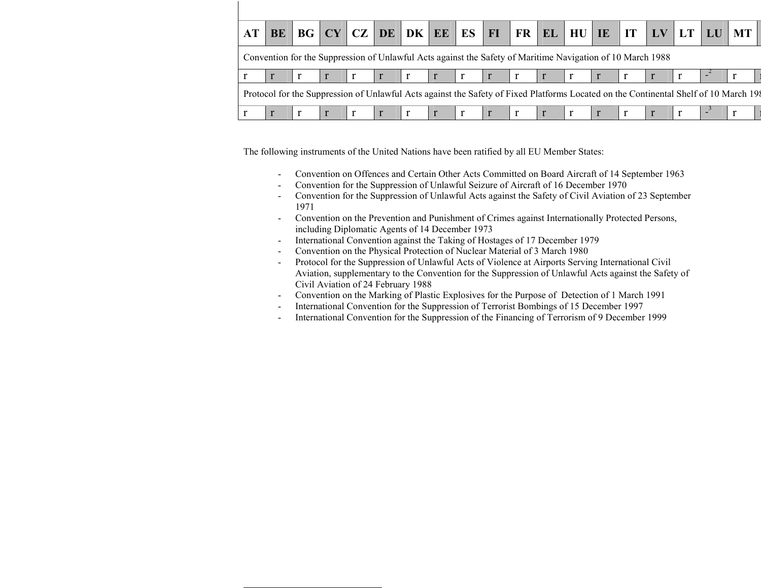| AT | BE | BG | CY | CZ | DE | DK | EE | ES | FI | FR | EL | HU | IE | IT | LV | LT | LU | MT |
|---|---|---|---|---|---|---|---|---|---|---|---|---|---|---|---|---|---|---|
| Convention for the Suppression of Unlawful Acts against the Safety of Maritime Navigation of 10 March 1988 | | | | | | | | | | | | | | | | | | |
| r | r | r | r | r | r | r | r | r | r | r | r | r | r | r | r | r | -[2] | r |
| Protocol for the Suppression of Unlawful Acts against the Safety of Fixed Platforms Located on the Continental Shelf of 10 March 198 | | | | | | | | | | | | | | | | | | |
| r | r | r | r | r | r | r | r | r | r | r | r | r | r | r | r | r | -[3] | r |

The following instruments of the United Nations have been ratified by all EU Member States:

- Convention on Offences and Certain Other Acts Committed on Board Aircraft of 14 September 1963
- Convention for the Suppression of Unlawful Seizure of Aircraft of 16 December 1970
- Convention for the Suppression of Unlawful Acts against the Safety of Civil Aviation of 23 September 1971
- Convention on the Prevention and Punishment of Crimes against Internationally Protected Persons, including Diplomatic Agents of 14 December 1973
- International Convention against the Taking of Hostages of 17 December 1979
- Convention on the Physical Protection of Nuclear Material of 3 March 1980
- Protocol for the Suppression of Unlawful Acts of Violence at Airports Serving International Civil Aviation, supplementary to the Convention for the Suppression of Unlawful Acts against the Safety of Civil Aviation of 24 February 1988
- Convention on the Marking of Plastic Explosives for the Purpose of Detection of 1 March 1991
- International Convention for the Suppression of Terrorist Bombings of 15 December 1997
- International Convention for the Suppression of the Financing of Terrorism of 9 December 1999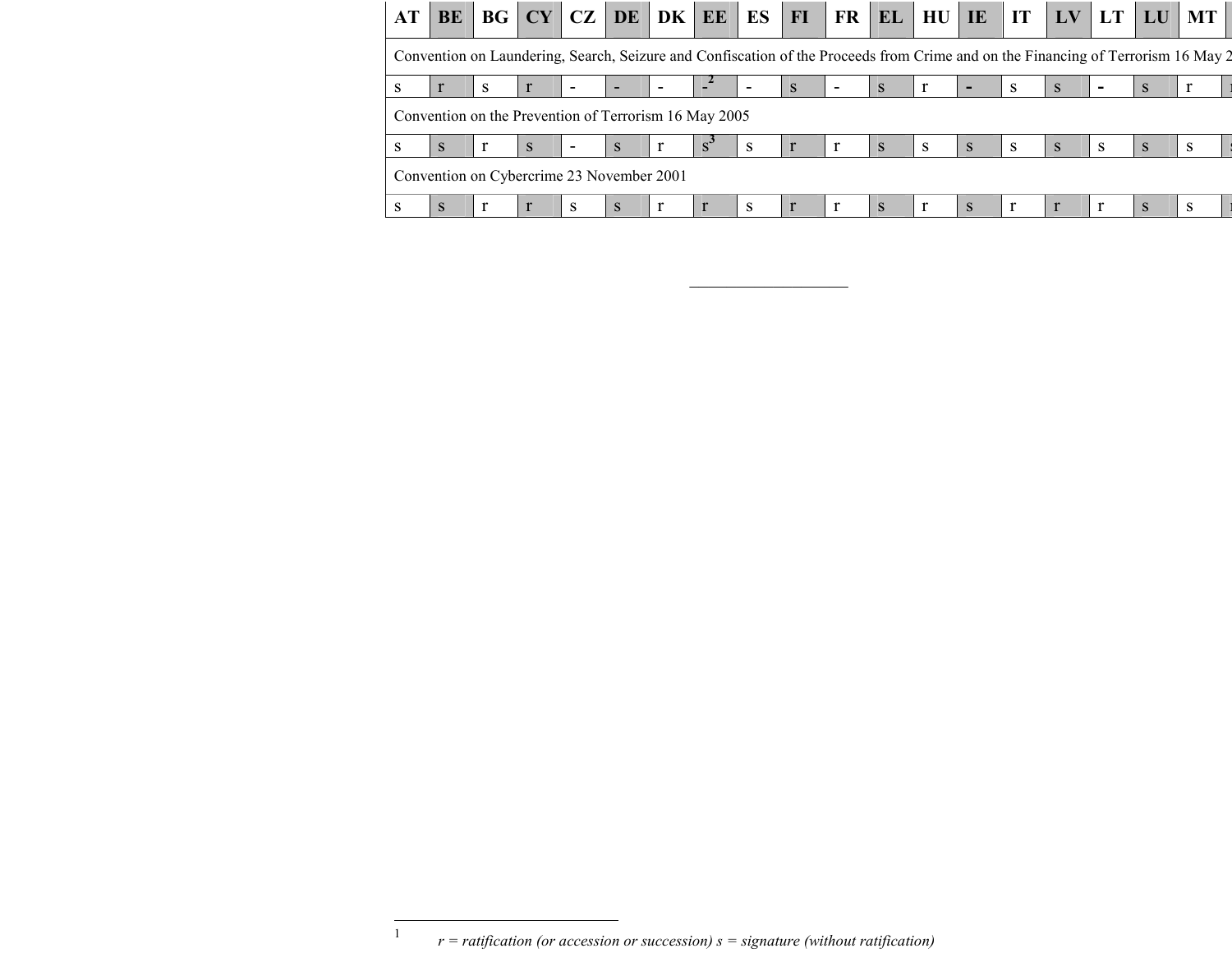| AT | BE | BG | CY | CZ | DE | DK | EE | ES | FI | FR | EL | HU | IE | IT | LV | LT | LU | MT |
|---|---|---|---|---|---|---|---|---|---|---|---|---|---|---|---|---|---|---|
| Convention on Laundering, Search, Seizure and Confiscation of the Proceeds from Crime and on the Financing of Terrorism 16 May 2 | | | | | | | | | | | | | | | | | | |
| s | r | s | r | - | - | - | -[2] | - | s | - | s | r | - | s | s | - | s | r |
| Convention on the Prevention of Terrorism 16 May 2005 | | | | | | | | | | | | | | | | | | |
| s | s | r | s | - | s | r | s[3] | s | r | r | s | s | s | s | s | s | s | s |
| Convention on Cybercrime 23 November 2001 | | | | | | | | | | | | | | | | | | |
| s | s | r | r | s | s | r | r | s | r | r | s | r | s | r | r | r | s | s |

---

[1] *r = ratification (or accession or succession) s = signature (without ratification)*